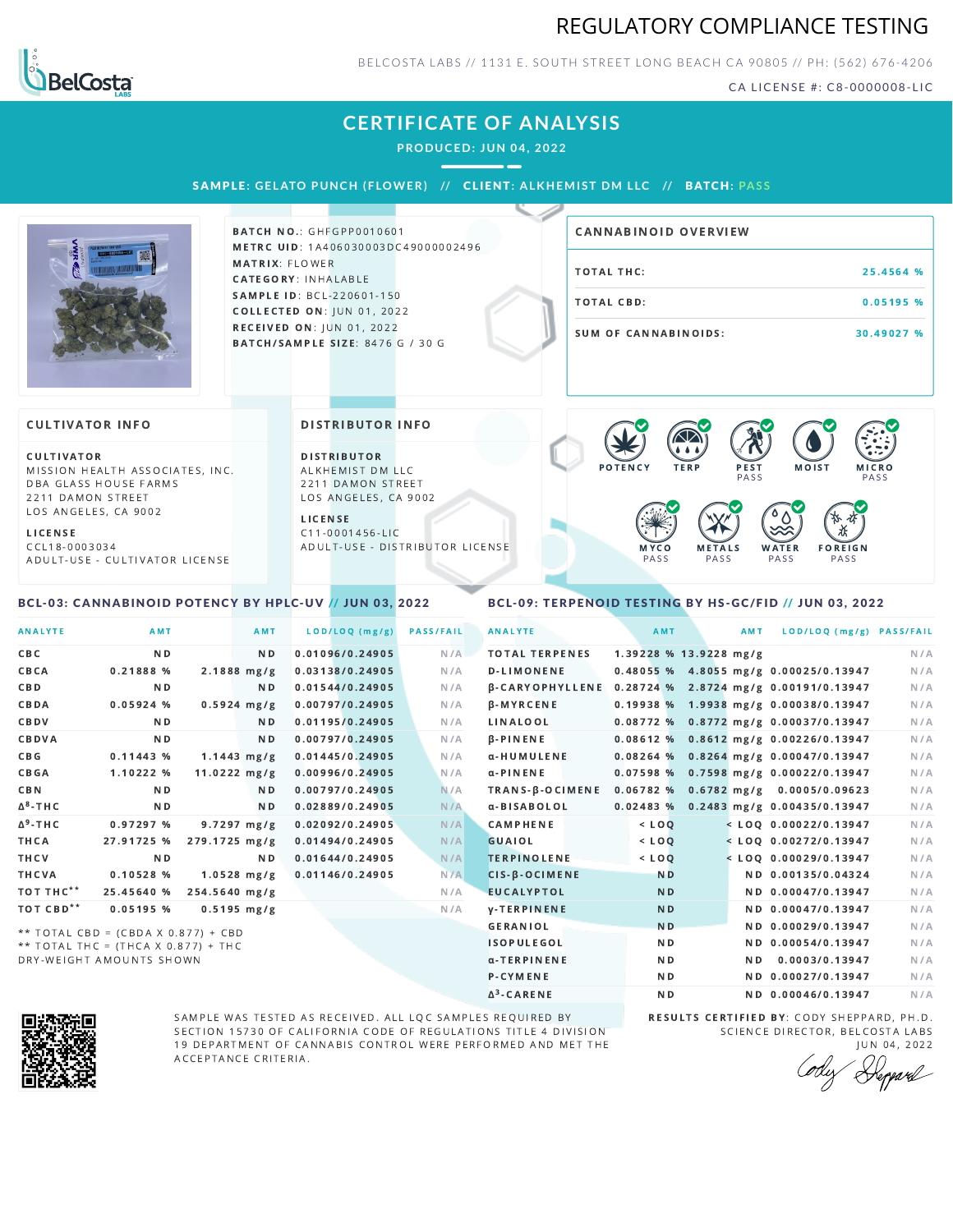# REGULATORY COMPLIANCE TESTING

BELCOSTA LABS // 1131 E. SOUTH STREET LONG BEACH CA 90805 // PH: (562) 676-4206

CA LICENSE #: C8-0000008-LIC

## CERTIFICATE OF ANALYSIS

**PRODUCED: JUN 04, 2022**

**SAMPLE:** GELATO PUNCH (FLOWER) // **CLIENT:** ALKHEMIST DM LLC // **BATCH:** PASS

**BATCH NO.:** GHFGPP0010601
**METRC UID:** 1A406030003DC49000002496
**MATRIX:** FLOWER
**CATEGORY:** INHALABLE
**SAMPLE ID:** BCL-220601-150
**COLLECTED ON:** JUN 01, 2022
**RECEIVED ON:** JUN 01, 2022
**BATCH/SAMPLE SIZE:** 8476 G / 30 G

### CANNABINOID OVERVIEW

| | |
|---|---|
| TOTAL THC: | 25.4564 % |
| TOTAL CBD: | 0.05195 % |
| SUM OF CANNABINOIDS: | 30.49027 % |

### CULTIVATOR INFO

**CULTIVATOR**
MISSION HEALTH ASSOCIATES, INC.
DBA GLASS HOUSE FARMS
2211 DAMON STREET
LOS ANGELES, CA 9002

**LICENSE**
CCL18-0003034
ADULT-USE - CULTIVATOR LICENSE

### DISTRIBUTOR INFO

**DISTRIBUTOR**
ALKHEMIST DM LLC
2211 DAMON STREET
LOS ANGELES, CA 9002

**LICENSE**
C11-0001456-LIC
ADULT-USE - DISTRIBUTOR LICENSE

POTENCY | TERP | PEST PASS | MOIST | MICRO PASS | MYCO PASS | METALS PASS | WATER PASS | FOREIGN PASS

### BCL-03: CANNABINOID POTENCY BY HPLC-UV // JUN 03, 2022

| ANALYTE | AMT | AMT | LOD/LOQ (mg/g) | PASS/FAIL |
|---|---|---|---|---|
| CBC | ND | ND | 0.01096/0.24905 | N/A |
| CBCA | 0.21888 % | 2.1888 mg/g | 0.03138/0.24905 | N/A |
| CBD | ND | ND | 0.01544/0.24905 | N/A |
| CBDA | 0.05924 % | 0.5924 mg/g | 0.00797/0.24905 | N/A |
| CBDV | ND | ND | 0.01195/0.24905 | N/A |
| CBDVA | ND | ND | 0.00797/0.24905 | N/A |
| CBG | 0.11443 % | 1.1443 mg/g | 0.01445/0.24905 | N/A |
| CBGA | 1.10222 % | 11.0222 mg/g | 0.00996/0.24905 | N/A |
| CBN | ND | ND | 0.00797/0.24905 | N/A |
| $\Delta^8$-THC | ND | ND | 0.02889/0.24905 | N/A |
| $\Delta^9$-THC | 0.97297 % | 9.7297 mg/g | 0.02092/0.24905 | N/A |
| THCA | 27.91725 % | 279.1725 mg/g | 0.01494/0.24905 | N/A |
| THCV | ND | ND | 0.01644/0.24905 | N/A |
| THCVA | 0.10528 % | 1.0528 mg/g | 0.01146/0.24905 | N/A |
| TOT THC** | 25.45640 % | 254.5640 mg/g | | N/A |
| TOT CBD** | 0.05195 % | 0.5195 mg/g | | N/A |

** TOTAL CBD = (CBDA X 0.877) + CBD
** TOTAL THC = (THCA X 0.877) + THC
DRY-WEIGHT AMOUNTS SHOWN

### BCL-09: TERPENOID TESTING BY HS-GC/FID // JUN 03, 2022

| ANALYTE | AMT | AMT | LOD/LOQ (mg/g) | PASS/FAIL |
|---|---|---|---|---|
| TOTAL TERPENES | 1.39228 % | 13.9228 mg/g | | N/A |
| D-LIMONENE | 0.48055 % | 4.8055 mg/g | 0.00025/0.13947 | N/A |
| β-CARYOPHYLLENE | 0.28724 % | 2.8724 mg/g | 0.00191/0.13947 | N/A |
| β-MYRCENE | 0.19938 % | 1.9938 mg/g | 0.00038/0.13947 | N/A |
| LINALOOL | 0.08772 % | 0.8772 mg/g | 0.00037/0.13947 | N/A |
| β-PINENE | 0.08612 % | 0.8612 mg/g | 0.00226/0.13947 | N/A |
| α-HUMULENE | 0.08264 % | 0.8264 mg/g | 0.00047/0.13947 | N/A |
| α-PINENE | 0.07598 % | 0.7598 mg/g | 0.00022/0.13947 | N/A |
| TRANS-β-OCIMENE | 0.06782 % | 0.6782 mg/g | 0.0005/0.09623 | N/A |
| α-BISABOLOL | 0.02483 % | 0.2483 mg/g | 0.00435/0.13947 | N/A |
| CAMPHENE | < LOQ | < LOQ | 0.00022/0.13947 | N/A |
| GUAIOL | < LOQ | < LOQ | 0.00272/0.13947 | N/A |
| TERPINOLENE | < LOQ | < LOQ | 0.00029/0.13947 | N/A |
| CIS-β-OCIMENE | ND | ND | 0.00135/0.04324 | N/A |
| EUCALYPTOL | ND | ND | 0.00047/0.13947 | N/A |
| γ-TERPINENE | ND | ND | 0.00047/0.13947 | N/A |
| GERANIOL | ND | ND | 0.00029/0.13947 | N/A |
| ISOPULEGOL | ND | ND | 0.00054/0.13947 | N/A |
| α-TERPINENE | ND | ND | 0.0003/0.13947 | N/A |
| P-CYMENE | ND | ND | 0.00027/0.13947 | N/A |
| $\Delta^3$-CARENE | ND | ND | 0.00046/0.13947 | N/A |

SAMPLE WAS TESTED AS RECEIVED. ALL LQC SAMPLES REQUIRED BY SECTION 15730 OF CALIFORNIA CODE OF REGULATIONS TITLE 4 DIVISION 19 DEPARTMENT OF CANNABIS CONTROL WERE PERFORMED AND MET THE ACCEPTANCE CRITERIA.

**RESULTS CERTIFIED BY:** CODY SHEPPARD, PH.D.
SCIENCE DIRECTOR, BELCOSTA LABS
JUN 04, 2022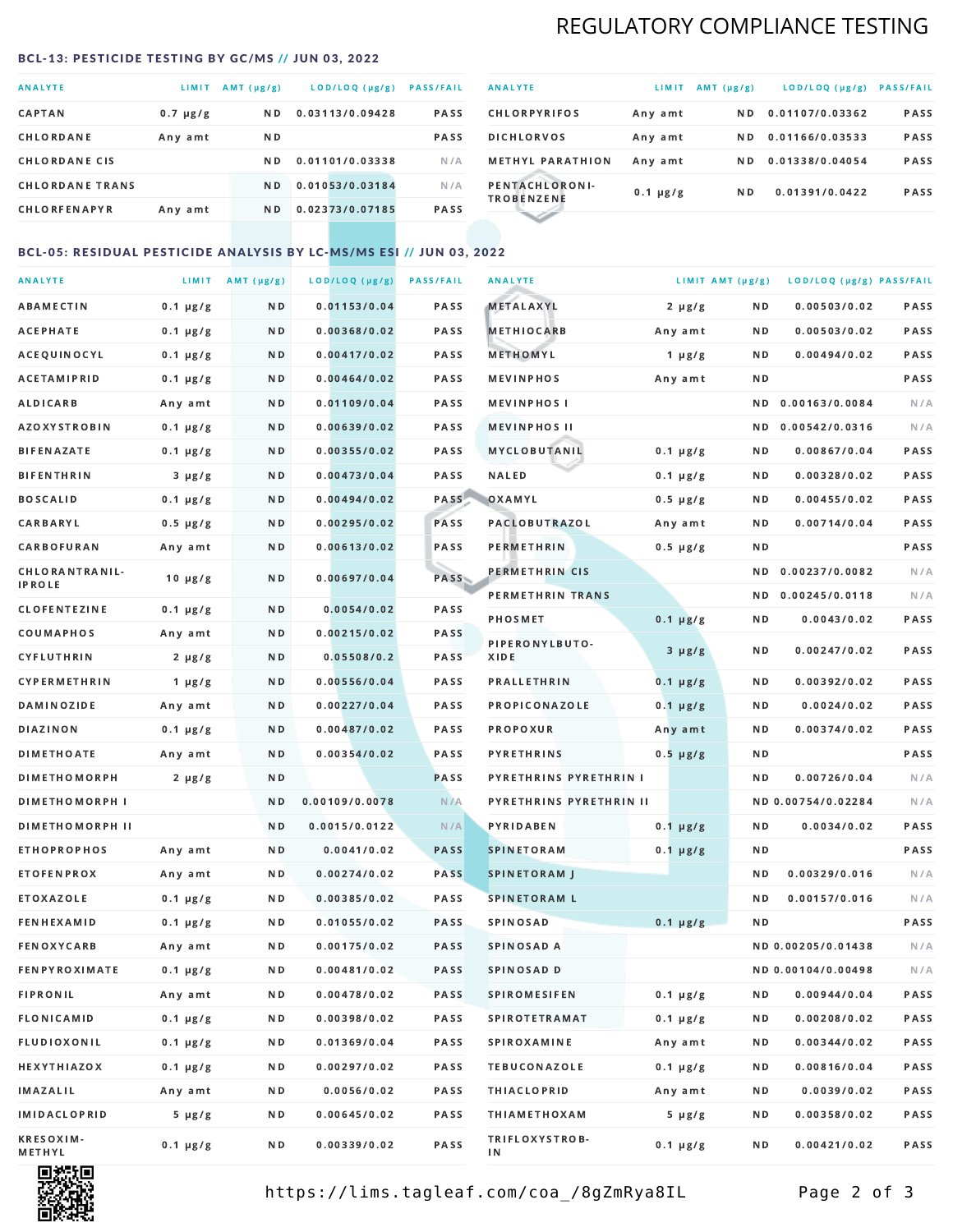# REGULATORY COMPLIANCE TESTING

## BCL-13: PESTICIDE TESTING BY GC/MS // JUN 03, 2022

| ANALYTE | LIMIT | AMT (μg/g) | LOD/LOQ (μg/g) | PASS/FAIL |
|---|---|---|---|---|
| CAPTAN | 0.7 μg/g | ND | 0.03113/0.09428 | PASS |
| CHLORDANE | Any amt | ND | | PASS |
| CHLORDANE CIS | | ND | 0.01101/0.03338 | N/A |
| CHLORDANE TRANS | | ND | 0.01053/0.03184 | N/A |
| CHLORFENAPYR | Any amt | ND | 0.02373/0.07185 | PASS |
| CHLORPYRIFOS | Any amt | ND | 0.01107/0.03362 | PASS |
| DICHLORVOS | Any amt | ND | 0.01166/0.03533 | PASS |
| METHYL PARATHION | Any amt | ND | 0.01338/0.04054 | PASS |
| PENTACHLORONITROBENZENE | 0.1 μg/g | ND | 0.01391/0.0422 | PASS |

## BCL-05: RESIDUAL PESTICIDE ANALYSIS BY LC-MS/MS ESI // JUN 03, 2022

| ANALYTE | LIMIT | AMT (μg/g) | LOD/LOQ (μg/g) | PASS/FAIL |
|---|---|---|---|---|
| ABAMECTIN | 0.1 μg/g | ND | 0.01153/0.04 | PASS |
| ACEPHATE | 0.1 μg/g | ND | 0.00368/0.02 | PASS |
| ACEQUINOCYL | 0.1 μg/g | ND | 0.00417/0.02 | PASS |
| ACETAMIPRID | 0.1 μg/g | ND | 0.00464/0.02 | PASS |
| ALDICARB | Any amt | ND | 0.01109/0.04 | PASS |
| AZOXYSTROBIN | 0.1 μg/g | ND | 0.00639/0.02 | PASS |
| BIFENAZATE | 0.1 μg/g | ND | 0.00355/0.02 | PASS |
| BIFENTHRIN | 3 μg/g | ND | 0.00473/0.04 | PASS |
| BOSCALID | 0.1 μg/g | ND | 0.00494/0.02 | PASS |
| CARBARYL | 0.5 μg/g | ND | 0.00295/0.02 | PASS |
| CARBOFURAN | Any amt | ND | 0.00613/0.02 | PASS |
| CHLORANTRANILIPROLE | 10 μg/g | ND | 0.00697/0.04 | PASS |
| CLOFENTEZINE | 0.1 μg/g | ND | 0.0054/0.02 | PASS |
| COUMAPHOS | Any amt | ND | 0.00215/0.02 | PASS |
| CYFLUTHRIN | 2 μg/g | ND | 0.05508/0.2 | PASS |
| CYPERMETHRIN | 1 μg/g | ND | 0.00556/0.04 | PASS |
| DAMINOZIDE | Any amt | ND | 0.00227/0.04 | PASS |
| DIAZINON | 0.1 μg/g | ND | 0.00487/0.02 | PASS |
| DIMETHOATE | Any amt | ND | 0.00354/0.02 | PASS |
| DIMETHOMORPH | 2 μg/g | ND | | PASS |
| DIMETHOMORPH I | | ND | 0.00109/0.0078 | N/A |
| DIMETHOMORPH II | | ND | 0.0015/0.0122 | N/A |
| ETHOPROPHOS | Any amt | ND | 0.0041/0.02 | PASS |
| ETOFENPROX | Any amt | ND | 0.00274/0.02 | PASS |
| ETOXAZOLE | 0.1 μg/g | ND | 0.00385/0.02 | PASS |
| FENHEXAMID | 0.1 μg/g | ND | 0.01055/0.02 | PASS |
| FENOXYCARB | Any amt | ND | 0.00175/0.02 | PASS |
| FENPYROXIMATE | 0.1 μg/g | ND | 0.00481/0.02 | PASS |
| FIPRONIL | Any amt | ND | 0.00478/0.02 | PASS |
| FLONICAMID | 0.1 μg/g | ND | 0.00398/0.02 | PASS |
| FLUDIOXONIL | 0.1 μg/g | ND | 0.01369/0.04 | PASS |
| HEXYTHIAZOX | 0.1 μg/g | ND | 0.00297/0.02 | PASS |
| IMAZALIL | Any amt | ND | 0.0056/0.02 | PASS |
| IMIDACLOPRID | 5 μg/g | ND | 0.00645/0.02 | PASS |
| KRESOXIM-METHYL | 0.1 μg/g | ND | 0.00339/0.02 | PASS |
| METALAXYL | 2 μg/g | ND | 0.00503/0.02 | PASS |
| METHIOCARB | Any amt | ND | 0.00503/0.02 | PASS |
| METHOMYL | 1 μg/g | ND | 0.00494/0.02 | PASS |
| MEVINPHOS | Any amt | ND | | PASS |
| MEVINPHOS I | | ND | 0.00163/0.0084 | N/A |
| MEVINPHOS II | | ND | 0.00542/0.0316 | N/A |
| MYCLOBUTANIL | 0.1 μg/g | ND | 0.00867/0.04 | PASS |
| NALED | 0.1 μg/g | ND | 0.00328/0.02 | PASS |
| OXAMYL | 0.5 μg/g | ND | 0.00455/0.02 | PASS |
| PACLOBUTRAZOL | Any amt | ND | 0.00714/0.04 | PASS |
| PERMETHRIN | 0.5 μg/g | ND | | PASS |
| PERMETHRIN CIS | | ND | 0.00237/0.0082 | N/A |
| PERMETHRIN TRANS | | ND | 0.00245/0.0118 | N/A |
| PHOSMET | 0.1 μg/g | ND | 0.0043/0.02 | PASS |
| PIPERONYLBUTOXIDE | 3 μg/g | ND | 0.00247/0.02 | PASS |
| PRALLETHRIN | 0.1 μg/g | ND | 0.00392/0.02 | PASS |
| PROPICONAZOLE | 0.1 μg/g | ND | 0.0024/0.02 | PASS |
| PROPOXUR | Any amt | ND | 0.00374/0.02 | PASS |
| PYRETHRINS | 0.5 μg/g | ND | | PASS |
| PYRETHRINS PYRETHRIN I | | ND | 0.00726/0.04 | N/A |
| PYRETHRINS PYRETHRIN II | | ND | 0.00754/0.02284 | N/A |
| PYRIDABEN | 0.1 μg/g | ND | 0.0034/0.02 | PASS |
| SPINETORAM | 0.1 μg/g | ND | | PASS |
| SPINETORAM J | | ND | 0.00329/0.016 | N/A |
| SPINETORAM L | | ND | 0.00157/0.016 | N/A |
| SPINOSAD | 0.1 μg/g | ND | | PASS |
| SPINOSAD A | | ND | 0.00205/0.01438 | N/A |
| SPINOSAD D | | ND | 0.00104/0.00498 | N/A |
| SPIROMESIFEN | 0.1 μg/g | ND | 0.00944/0.04 | PASS |
| SPIROTETRAMAT | 0.1 μg/g | ND | 0.00208/0.02 | PASS |
| SPIROXAMINE | Any amt | ND | 0.00344/0.02 | PASS |
| TEBUCONAZOLE | 0.1 μg/g | ND | 0.00816/0.04 | PASS |
| THIACLOPRID | Any amt | ND | 0.0039/0.02 | PASS |
| THIAMETHOXAM | 5 μg/g | ND | 0.00358/0.02 | PASS |
| TRIFLOXYSTROBIN | 0.1 μg/g | ND | 0.00421/0.02 | PASS |

https://lims.tagleaf.com/coa_/8gZmRya8IL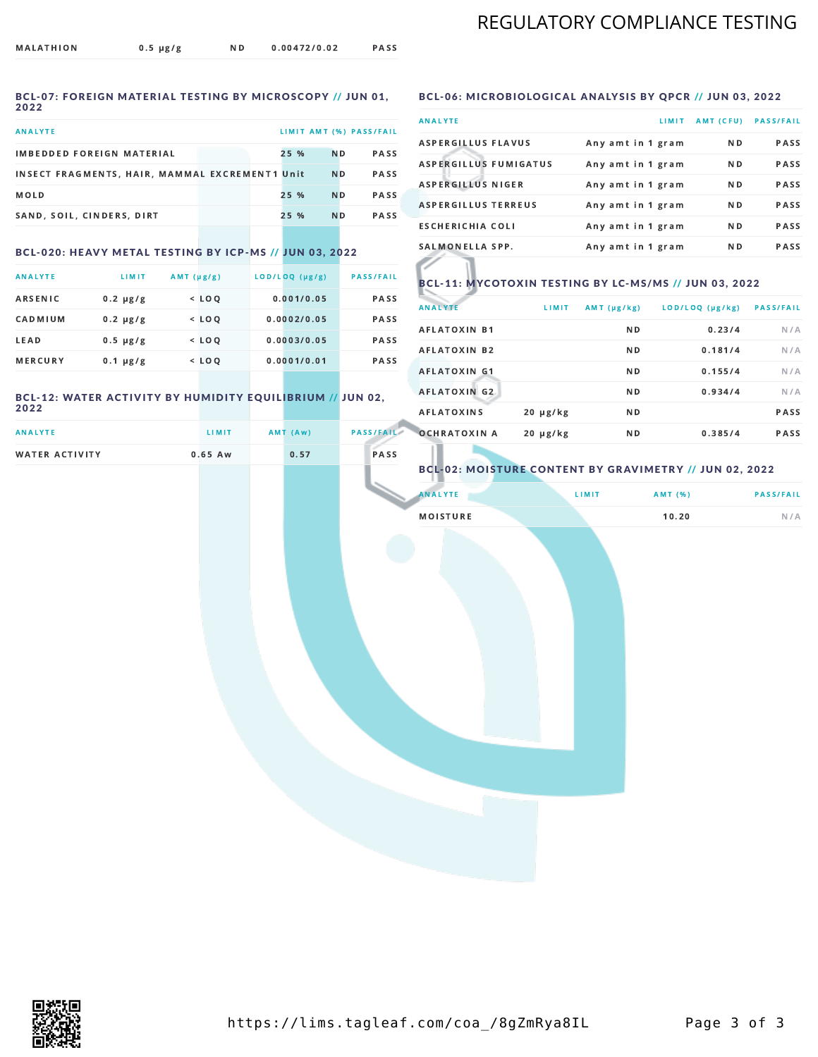# REGULATORY COMPLIANCE TESTING

| | | | | |
|---|---|---|---|---|
| MALATHION | 0.5 µg/g | ND | 0.00472/0.02 | PASS |

## BCL-07: FOREIGN MATERIAL TESTING BY MICROSCOPY // JUN 01, 2022

| ANALYTE | LIMIT | AMT (%) | PASS/FAIL |
|---|---|---|---|
| IMBEDDED FOREIGN MATERIAL | 25 % | ND | PASS |
| INSECT FRAGMENTS, HAIR, MAMMAL EXCREMENT | 1 Unit | ND | PASS |
| MOLD | 25 % | ND | PASS |
| SAND, SOIL, CINDERS, DIRT | 25 % | ND | PASS |

## BCL-020: HEAVY METAL TESTING BY ICP-MS // JUN 03, 2022

| ANALYTE | LIMIT | AMT (µg/g) | LOD/LOQ (µg/g) | PASS/FAIL |
|---|---|---|---|---|
| ARSENIC | 0.2 µg/g | < LOQ | 0.001/0.05 | PASS |
| CADMIUM | 0.2 µg/g | < LOQ | 0.0002/0.05 | PASS |
| LEAD | 0.5 µg/g | < LOQ | 0.0003/0.05 | PASS |
| MERCURY | 0.1 µg/g | < LOQ | 0.0001/0.01 | PASS |

## BCL-12: WATER ACTIVITY BY HUMIDITY EQUILIBRIUM // JUN 02, 2022

| ANALYTE | LIMIT | AMT (Aw) | PASS/FAIL |
|---|---|---|---|
| WATER ACTIVITY | 0.65 Aw | 0.57 | PASS |

## BCL-06: MICROBIOLOGICAL ANALYSIS BY QPCR // JUN 03, 2022

| ANALYTE | LIMIT | AMT (CFU) | PASS/FAIL |
|---|---|---|---|
| ASPERGILLUS FLAVUS | Any amt in 1 gram | ND | PASS |
| ASPERGILLUS FUMIGATUS | Any amt in 1 gram | ND | PASS |
| ASPERGILLUS NIGER | Any amt in 1 gram | ND | PASS |
| ASPERGILLUS TERREUS | Any amt in 1 gram | ND | PASS |
| ESCHERICHIA COLI | Any amt in 1 gram | ND | PASS |
| SALMONELLA SPP. | Any amt in 1 gram | ND | PASS |

## BCL-11: MYCOTOXIN TESTING BY LC-MS/MS // JUN 03, 2022

| ANALYTE | LIMIT | AMT (µg/kg) | LOD/LOQ (µg/kg) | PASS/FAIL |
|---|---|---|---|---|
| AFLATOXIN B1 | | ND | 0.23/4 | N/A |
| AFLATOXIN B2 | | ND | 0.181/4 | N/A |
| AFLATOXIN G1 | | ND | 0.155/4 | N/A |
| AFLATOXIN G2 | | ND | 0.934/4 | N/A |
| AFLATOXINS | 20 µg/kg | ND | | PASS |
| OCHRATOXIN A | 20 µg/kg | ND | 0.385/4 | PASS |

## BCL-02: MOISTURE CONTENT BY GRAVIMETRY // JUN 02, 2022

| ANALYTE | LIMIT | AMT (%) | PASS/FAIL |
|---|---|---|---|
| MOISTURE | | 10.20 | N/A |

https://lims.tagleaf.com/coa_/8gZmRya8IL